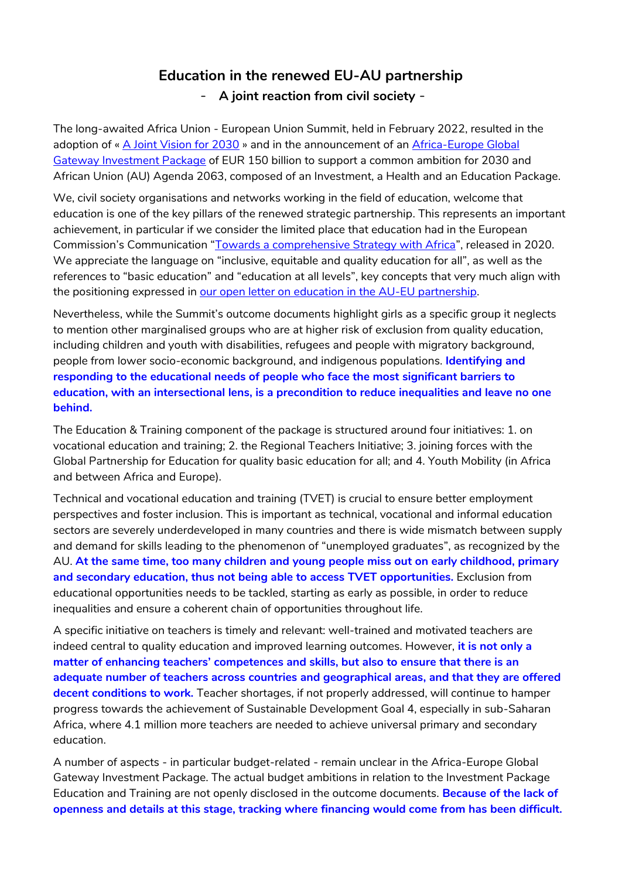# Education in the renewed EU-AU partnership

## - A joint reaction from civil society -

The long-awaited Africa Union - European Union Summit, held in February 2022, resulted in the adoption of « A Joint Vision for 2030 » and in the announcement of an Africa-Europe Global Gateway Investment Package of EUR 150 billion to support a common ambition for 2030 and African Union (AU) Agenda 2063, composed of an Investment, a Health and an Education Package.

We, civil society organisations and networks working in the field of education, welcome that education is one of the key pillars of the renewed strategic partnership. This represents an important achievement, in particular if we consider the limited place that education had in the European Commission's Communication "Towards a comprehensive Strategy with Africa", released in 2020. We appreciate the language on "inclusive, equitable and quality education for all", as well as the references to "basic education" and "education at all levels", key concepts that very much align with the positioning expressed in our open letter on education in the AU-EU partnership.

Nevertheless, while the Summit's outcome documents highlight girls as a specific group it neglects to mention other marginalised groups who are at higher risk of exclusion from quality education, including children and youth with disabilities, refugees and people with migratory background, people from lower socio-economic background, and indigenous populations. **Identifying and responding to the educational needs of people who face the most significant barriers to education, with an intersectional lens, is a precondition to reduce inequalities and leave no one behind.**

The Education & Training component of the package is structured around four initiatives: 1. on vocational education and training; 2. the Regional Teachers Initiative; 3. joining forces with the Global Partnership for Education for quality basic education for all; and 4. Youth Mobility (in Africa and between Africa and Europe).

Technical and vocational education and training (TVET) is crucial to ensure better employment perspectives and foster inclusion. This is important as technical, vocational and informal education sectors are severely underdeveloped in many countries and there is wide mismatch between supply and demand for skills leading to the phenomenon of "unemployed graduates", as recognized by the AU. **At the same time, too many children and young people miss out on early childhood, primary and secondary education, thus not being able to access TVET opportunities.** Exclusion from educational opportunities needs to be tackled, starting as early as possible, in order to reduce inequalities and ensure a coherent chain of opportunities throughout life.

A specific initiative on teachers is timely and relevant: well-trained and motivated teachers are indeed central to quality education and improved learning outcomes. However, **it is not only a matter of enhancing teachers' competences and skills, but also to ensure that there is an adequate number of teachers across countries and geographical areas, and that they are offered decent conditions to work.** Teacher shortages, if not properly addressed, will continue to hamper progress towards the achievement of Sustainable Development Goal 4, especially in sub-Saharan Africa, where 4.1 million more teachers are needed to achieve universal primary and secondary education.

A number of aspects - in particular budget-related - remain unclear in the Africa-Europe Global Gateway Investment Package. The actual budget ambitions in relation to the Investment Package Education and Training are not openly disclosed in the outcome documents. **Because of the lack of openness and details at this stage, tracking where financing would come from has been difficult.**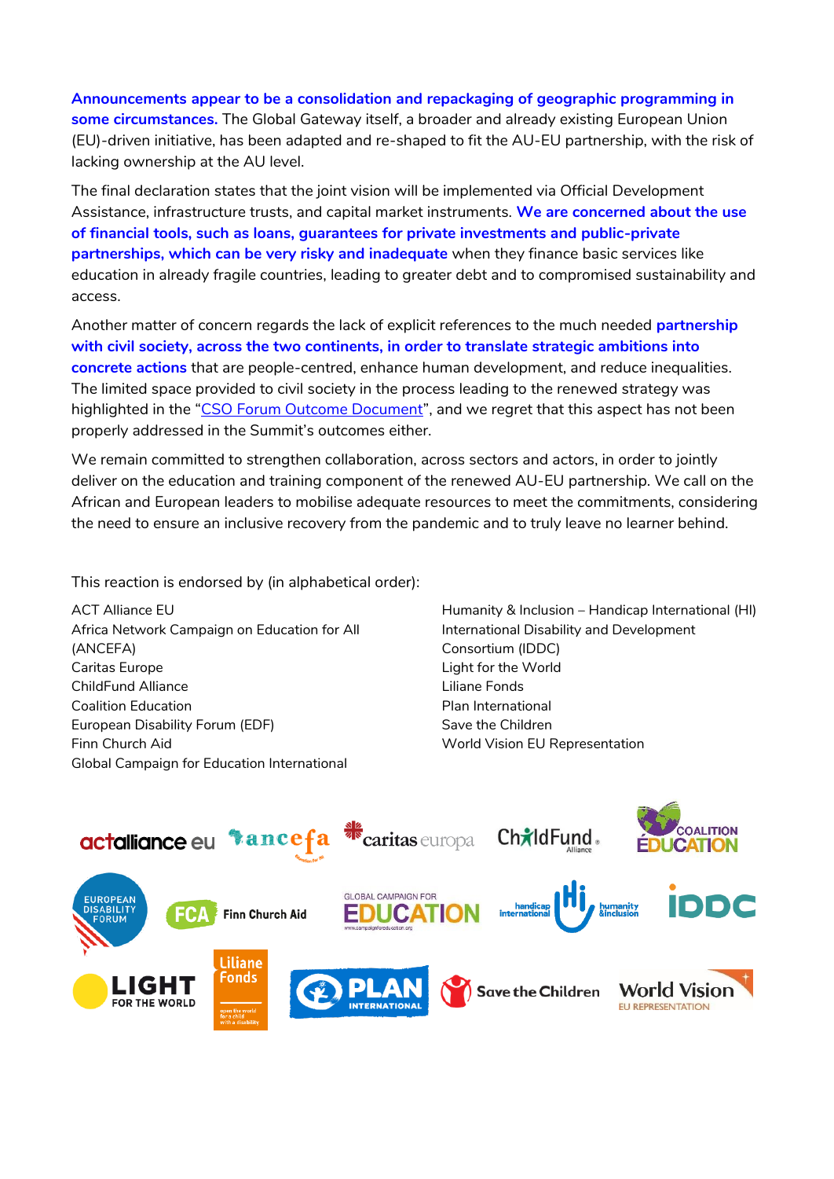**Announcements appear to be a consolidation and repackaging of geographic programming in some circumstances.** The Global Gateway itself, a broader and already existing European Union (EU)-driven initiative, has been adapted and re-shaped to fit the AU-EU partnership, with the risk of lacking ownership at the AU level.

The final declaration states that the joint vision will be implemented via Official Development Assistance, infrastructure trusts, and capital market instruments. **We are concerned about the use of financial tools, such as loans, guarantees for private investments and public-private partnerships, which can be very risky and inadequate** when they finance basic services like education in already fragile countries, leading to greater debt and to compromised sustainability and access.

Another matter of concern regards the lack of explicit references to the much needed **partnership with civil society, across the two continents, in order to translate strategic ambitions into concrete actions** that are people-centred, enhance human development, and reduce inequalities. The limited space provided to civil society in the process leading to the renewed strategy was highlighted in the "CSO Forum Outcome Document", and we regret that this aspect has not been properly addressed in the Summit's outcomes either.

We remain committed to strengthen collaboration, across sectors and actors, in order to jointly deliver on the education and training component of the renewed AU-EU partnership. We call on the African and European leaders to mobilise adequate resources to meet the commitments, considering the need to ensure an inclusive recovery from the pandemic and to truly leave no learner behind.

This reaction is endorsed by (in alphabetical order):

ACT Alliance EU
Africa Network Campaign on Education for All (ANCEFA)
Caritas Europe
ChildFund Alliance
Coalition Education
European Disability Forum (EDF)
Finn Church Aid
Global Campaign for Education International
Humanity & Inclusion – Handicap International (HI)
International Disability and Development Consortium (IDDC)
Light for the World
Liliane Fonds
Plan International
Save the Children
World Vision EU Representation